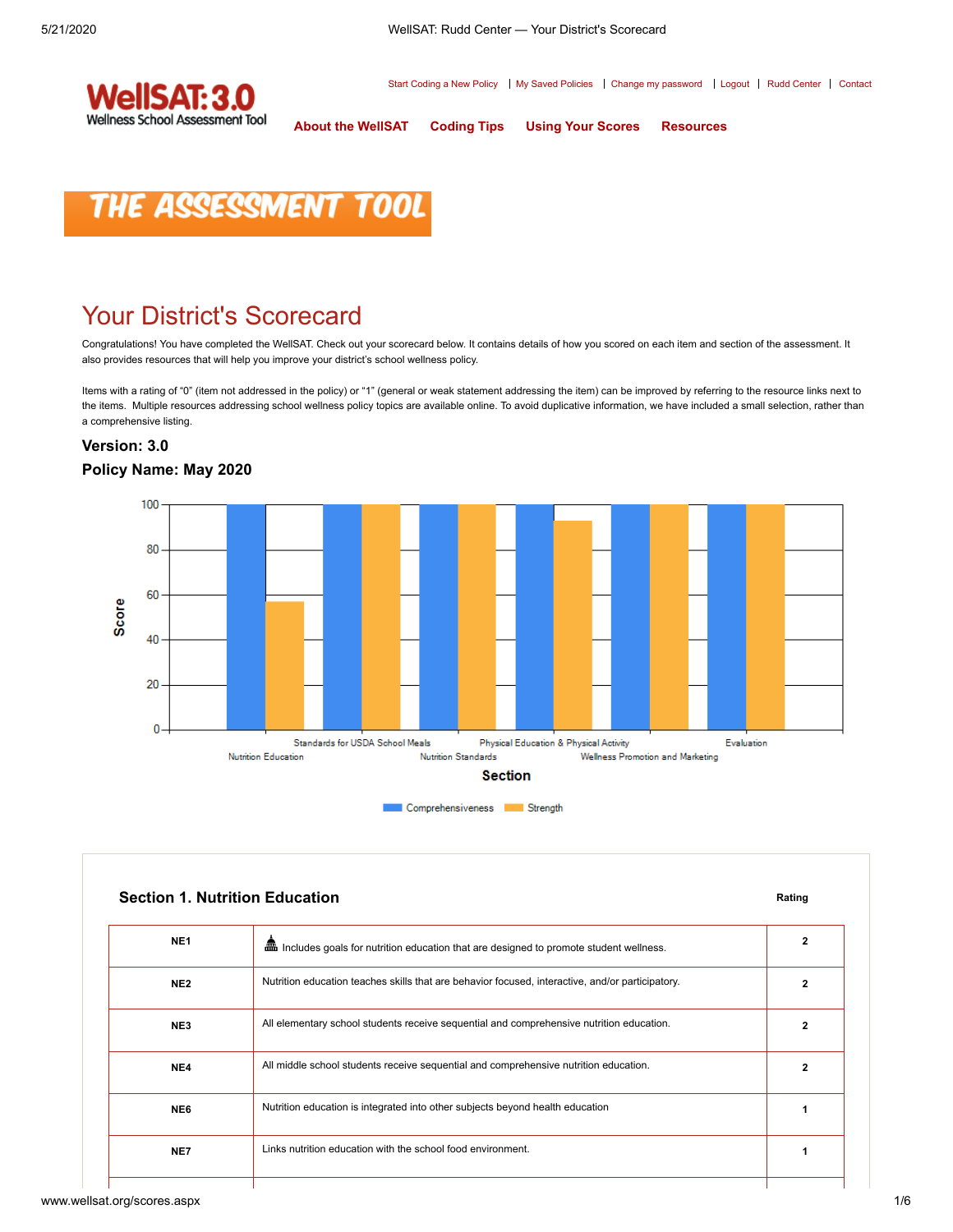WellSAT:3.0
Wellness School Assessment Tool

Start Coding a New Policy | My Saved Policies | Change my password | Logout | Rudd Center | Contact

About the WellSAT | Coding Tips | Using Your Scores | Resources

THE ASSESSMENT TOOL

# Your District's Scorecard

Congratulations! You have completed the WellSAT. Check out your scorecard below. It contains details of how you scored on each item and section of the assessment. It also provides resources that will help you improve your district's school wellness policy.

Items with a rating of "0" (item not addressed in the policy) or "1" (general or weak statement addressing the item) can be improved by referring to the resource links next to the items. Multiple resources addressing school wellness policy topics are available online. To avoid duplicative information, we have included a small selection, rather than a comprehensive listing.

### Version: 3.0

### Policy Name: May 2020

### Section 1. Nutrition Education

| | | Rating |
|---|---|---|
| NE1 | Includes goals for nutrition education that are designed to promote student wellness. | 2 |
| NE2 | Nutrition education teaches skills that are behavior focused, interactive, and/or participatory. | 2 |
| NE3 | All elementary school students receive sequential and comprehensive nutrition education. | 2 |
| NE4 | All middle school students receive sequential and comprehensive nutrition education. | 2 |
| NE6 | Nutrition education is integrated into other subjects beyond health education | 1 |
| NE7 | Links nutrition education with the school food environment. | 1 |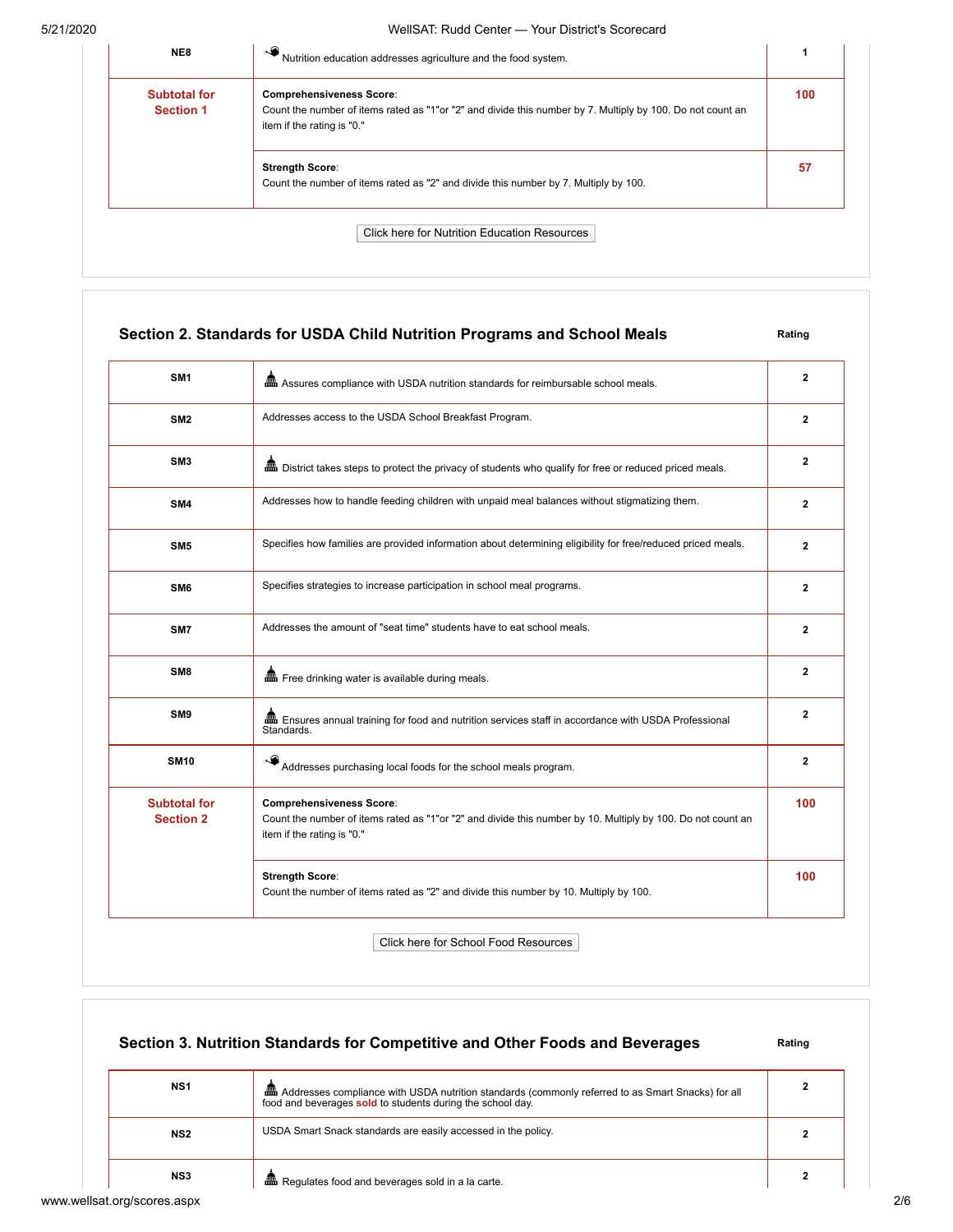| | | |
|---|---|---|
| NE8 | Nutrition education addresses agriculture and the food system. | 1 |
| **Subtotal for Section 1** | **Comprehensiveness Score**: Count the number of items rated as "1"or "2" and divide this number by 7. Multiply by 100. Do not count an item if the rating is "0." | **100** |
| | **Strength Score**: Count the number of items rated as "2" and divide this number by 7. Multiply by 100. | **57** |

Click here for Nutrition Education Resources

## Section 2. Standards for USDA Child Nutrition Programs and School Meals

| | | Rating |
|---|---|---|
| SM1 | Assures compliance with USDA nutrition standards for reimbursable school meals. | 2 |
| SM2 | Addresses access to the USDA School Breakfast Program. | 2 |
| SM3 | District takes steps to protect the privacy of students who qualify for free or reduced priced meals. | 2 |
| SM4 | Addresses how to handle feeding children with unpaid meal balances without stigmatizing them. | 2 |
| SM5 | Specifies how families are provided information about determining eligibility for free/reduced priced meals. | 2 |
| SM6 | Specifies strategies to increase participation in school meal programs. | 2 |
| SM7 | Addresses the amount of "seat time" students have to eat school meals. | 2 |
| SM8 | Free drinking water is available during meals. | 2 |
| SM9 | Ensures annual training for food and nutrition services staff in accordance with USDA Professional Standards. | 2 |
| SM10 | Addresses purchasing local foods for the school meals program. | 2 |
| **Subtotal for Section 2** | **Comprehensiveness Score**: Count the number of items rated as "1"or "2" and divide this number by 10. Multiply by 100. Do not count an item if the rating is "0." | **100** |
| | **Strength Score**: Count the number of items rated as "2" and divide this number by 10. Multiply by 100. | **100** |

Click here for School Food Resources

## Section 3. Nutrition Standards for Competitive and Other Foods and Beverages

| | | Rating |
|---|---|---|
| NS1 | Addresses compliance with USDA nutrition standards (commonly referred to as Smart Snacks) for all food and beverages **sold** to students during the school day. | 2 |
| NS2 | USDA Smart Snack standards are easily accessed in the policy. | 2 |
| NS3 | Regulates food and beverages sold in a la carte. | 2 |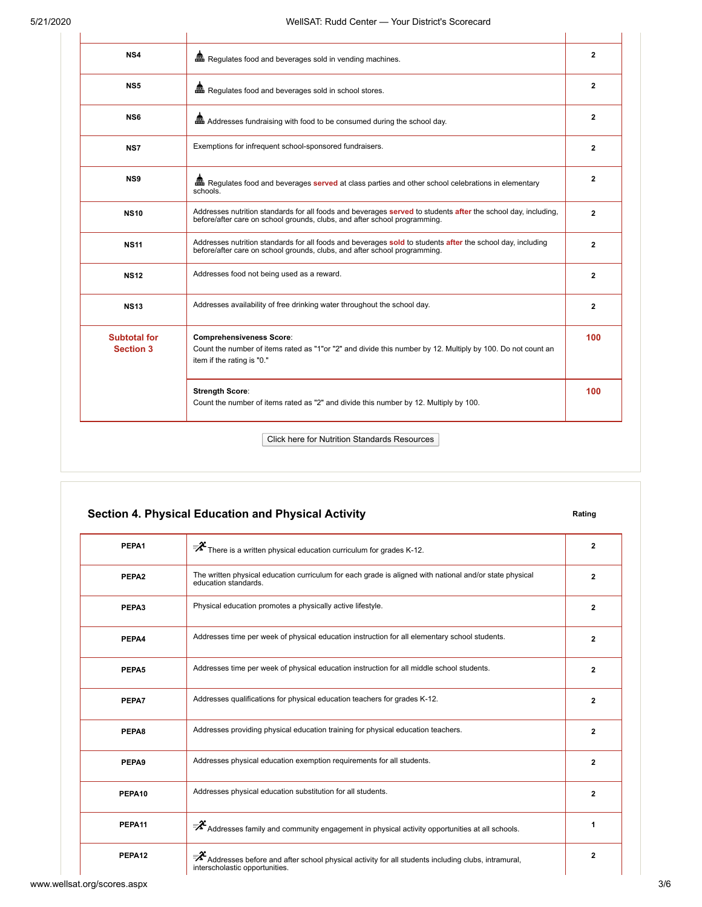| | | |
|---|---|---|
| **NS4** | Regulates food and beverages sold in vending machines. | **2** |
| **NS5** | Regulates food and beverages sold in school stores. | **2** |
| **NS6** | Addresses fundraising with food to be consumed during the school day. | **2** |
| **NS7** | Exemptions for infrequent school-sponsored fundraisers. | **2** |
| **NS9** | Regulates food and beverages **served** at class parties and other school celebrations in elementary schools. | **2** |
| **NS10** | Addresses nutrition standards for all foods and beverages **served** to students **after** the school day, including, before/after care on school grounds, clubs, and after school programming. | **2** |
| **NS11** | Addresses nutrition standards for all foods and beverages **sold** to students **after** the school day, including before/after care on school grounds, clubs, and after school programming. | **2** |
| **NS12** | Addresses food not being used as a reward. | **2** |
| **NS13** | Addresses availability of free drinking water throughout the school day. | **2** |
| **Subtotal for Section 3** | **Comprehensiveness Score**: Count the number of items rated as "1"or "2" and divide this number by 12. Multiply by 100. Do not count an item if the rating is "0." | **100** |
| | **Strength Score**: Count the number of items rated as "2" and divide this number by 12. Multiply by 100. | **100** |

Click here for Nutrition Standards Resources

## Section 4. Physical Education and Physical Activity

| | | Rating |
|---|---|---|
| **PEPA1** | There is a written physical education curriculum for grades K-12. | **2** |
| **PEPA2** | The written physical education curriculum for each grade is aligned with national and/or state physical education standards. | **2** |
| **PEPA3** | Physical education promotes a physically active lifestyle. | **2** |
| **PEPA4** | Addresses time per week of physical education instruction for all elementary school students. | **2** |
| **PEPA5** | Addresses time per week of physical education instruction for all middle school students. | **2** |
| **PEPA7** | Addresses qualifications for physical education teachers for grades K-12. | **2** |
| **PEPA8** | Addresses providing physical education training for physical education teachers. | **2** |
| **PEPA9** | Addresses physical education exemption requirements for all students. | **2** |
| **PEPA10** | Addresses physical education substitution for all students. | **2** |
| **PEPA11** | Addresses family and community engagement in physical activity opportunities at all schools. | **1** |
| **PEPA12** | Addresses before and after school physical activity for all students including clubs, intramural, interscholastic opportunities. | **2** |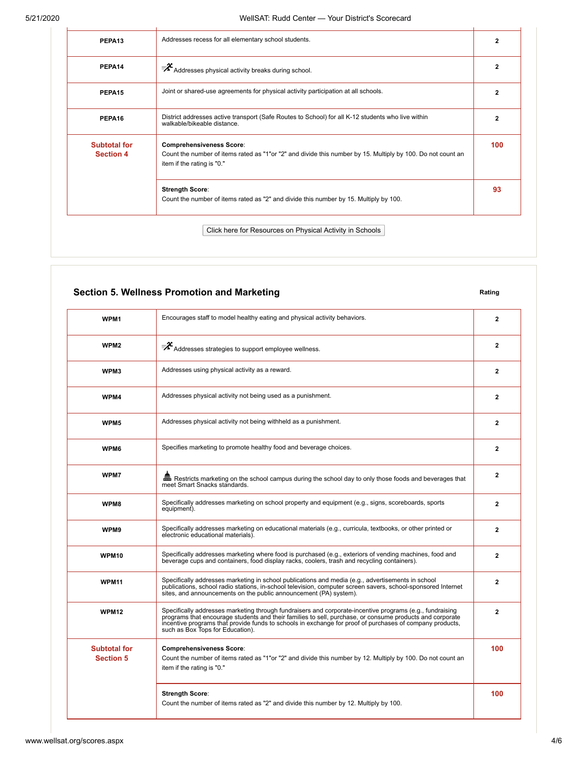| | | |
|---|---|---|
| **PEPA13** | Addresses recess for all elementary school students. | **2** |
| **PEPA14** | Addresses physical activity breaks during school. | **2** |
| **PEPA15** | Joint or shared-use agreements for physical activity participation at all schools. | **2** |
| **PEPA16** | District addresses active transport (Safe Routes to School) for all K-12 students who live within walkable/bikeable distance. | **2** |
| **Subtotal for Section 4** | **Comprehensiveness Score**: Count the number of items rated as "1"or "2" and divide this number by 15. Multiply by 100. Do not count an item if the rating is "0." | **100** |
| | **Strength Score**: Count the number of items rated as "2" and divide this number by 15. Multiply by 100. | **93** |

Click here for Resources on Physical Activity in Schools

## Section 5. Wellness Promotion and Marketing

| | | Rating |
|---|---|---|
| **WPM1** | Encourages staff to model healthy eating and physical activity behaviors. | **2** |
| **WPM2** | Addresses strategies to support employee wellness. | **2** |
| **WPM3** | Addresses using physical activity as a reward. | **2** |
| **WPM4** | Addresses physical activity not being used as a punishment. | **2** |
| **WPM5** | Addresses physical activity not being withheld as a punishment. | **2** |
| **WPM6** | Specifies marketing to promote healthy food and beverage choices. | **2** |
| **WPM7** | Restricts marketing on the school campus during the school day to only those foods and beverages that meet Smart Snacks standards. | **2** |
| **WPM8** | Specifically addresses marketing on school property and equipment (e.g., signs, scoreboards, sports equipment). | **2** |
| **WPM9** | Specifically addresses marketing on educational materials (e.g., curricula, textbooks, or other printed or electronic educational materials). | **2** |
| **WPM10** | Specifically addresses marketing where food is purchased (e.g., exteriors of vending machines, food and beverage cups and containers, food display racks, coolers, trash and recycling containers). | **2** |
| **WPM11** | Specifically addresses marketing in school publications and media (e.g., advertisements in school publications, school radio stations, in-school television, computer screen savers, school-sponsored Internet sites, and announcements on the public announcement (PA) system). | **2** |
| **WPM12** | Specifically addresses marketing through fundraisers and corporate-incentive programs (e.g., fundraising programs that encourage students and their families to sell, purchase, or consume products and corporate incentive programs that provide funds to schools in exchange for proof of purchases of company products, such as Box Tops for Education). | **2** |
| **Subtotal for Section 5** | **Comprehensiveness Score**: Count the number of items rated as "1"or "2" and divide this number by 12. Multiply by 100. Do not count an item if the rating is "0." | **100** |
| | **Strength Score**: Count the number of items rated as "2" and divide this number by 12. Multiply by 100. | **100** |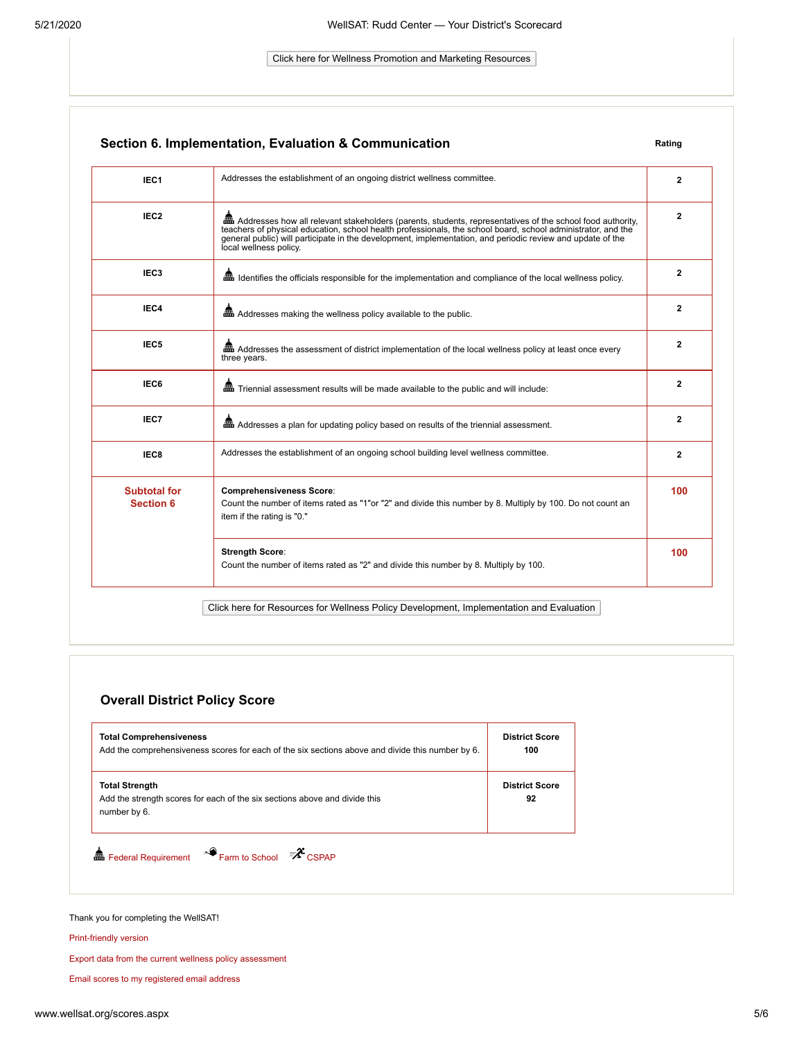Click here for Wellness Promotion and Marketing Resources

## Section 6. Implementation, Evaluation & Communication

| | | Rating |
|---|---|---|
| IEC1 | Addresses the establishment of an ongoing district wellness committee. | 2 |
| IEC2 | Addresses how all relevant stakeholders (parents, students, representatives of the school food authority, teachers of physical education, school health professionals, the school board, school administrator, and the general public) will participate in the development, implementation, and periodic review and update of the local wellness policy. | 2 |
| IEC3 | Identifies the officials responsible for the implementation and compliance of the local wellness policy. | 2 |
| IEC4 | Addresses making the wellness policy available to the public. | 2 |
| IEC5 | Addresses the assessment of district implementation of the local wellness policy at least once every three years. | 2 |
| IEC6 | Triennial assessment results will be made available to the public and will include: | 2 |
| IEC7 | Addresses a plan for updating policy based on results of the triennial assessment. | 2 |
| IEC8 | Addresses the establishment of an ongoing school building level wellness committee. | 2 |
| **Subtotal for Section 6** | **Comprehensiveness Score**: Count the number of items rated as "1"or "2" and divide this number by 8. Multiply by 100. Do not count an item if the rating is "0." | **100** |
| | **Strength Score**: Count the number of items rated as "2" and divide this number by 8. Multiply by 100. | **100** |

Click here for Resources for Wellness Policy Development, Implementation and Evaluation

## Overall District Policy Score

| | |
|---|---|
| **Total Comprehensiveness** Add the comprehensiveness scores for each of the six sections above and divide this number by 6. | **District Score 100** |
| **Total Strength** Add the strength scores for each of the six sections above and divide this number by 6. | **District Score 92** |

Federal Requirement Farm to School CSPAP

Thank you for completing the WellSAT!

Print-friendly version

Export data from the current wellness policy assessment

Email scores to my registered email address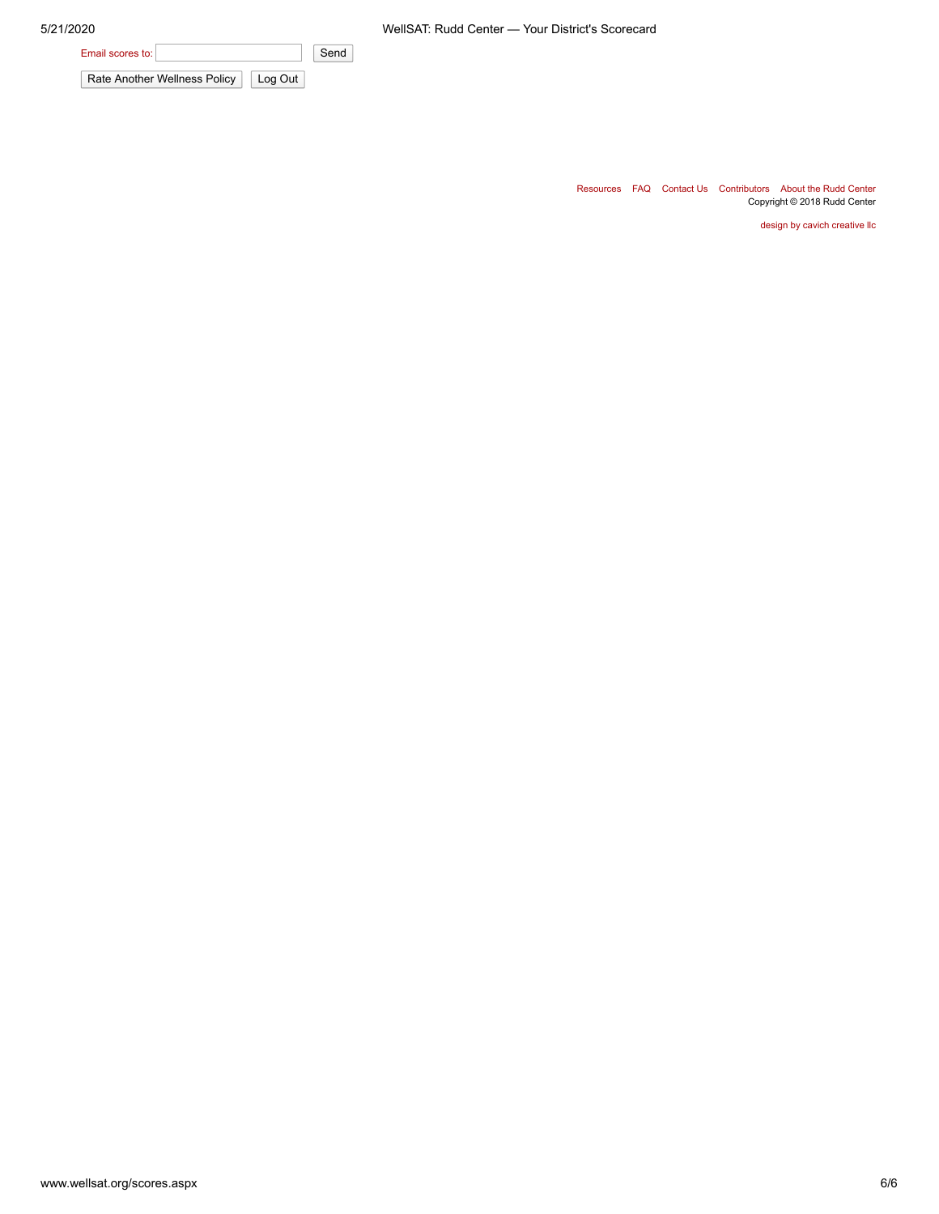Email scores to: Send

Rate Another Wellness Policy Log Out

Resources FAQ Contact Us Contributors About the Rudd Center

Copyright © 2018 Rudd Center

design by cavich creative llc